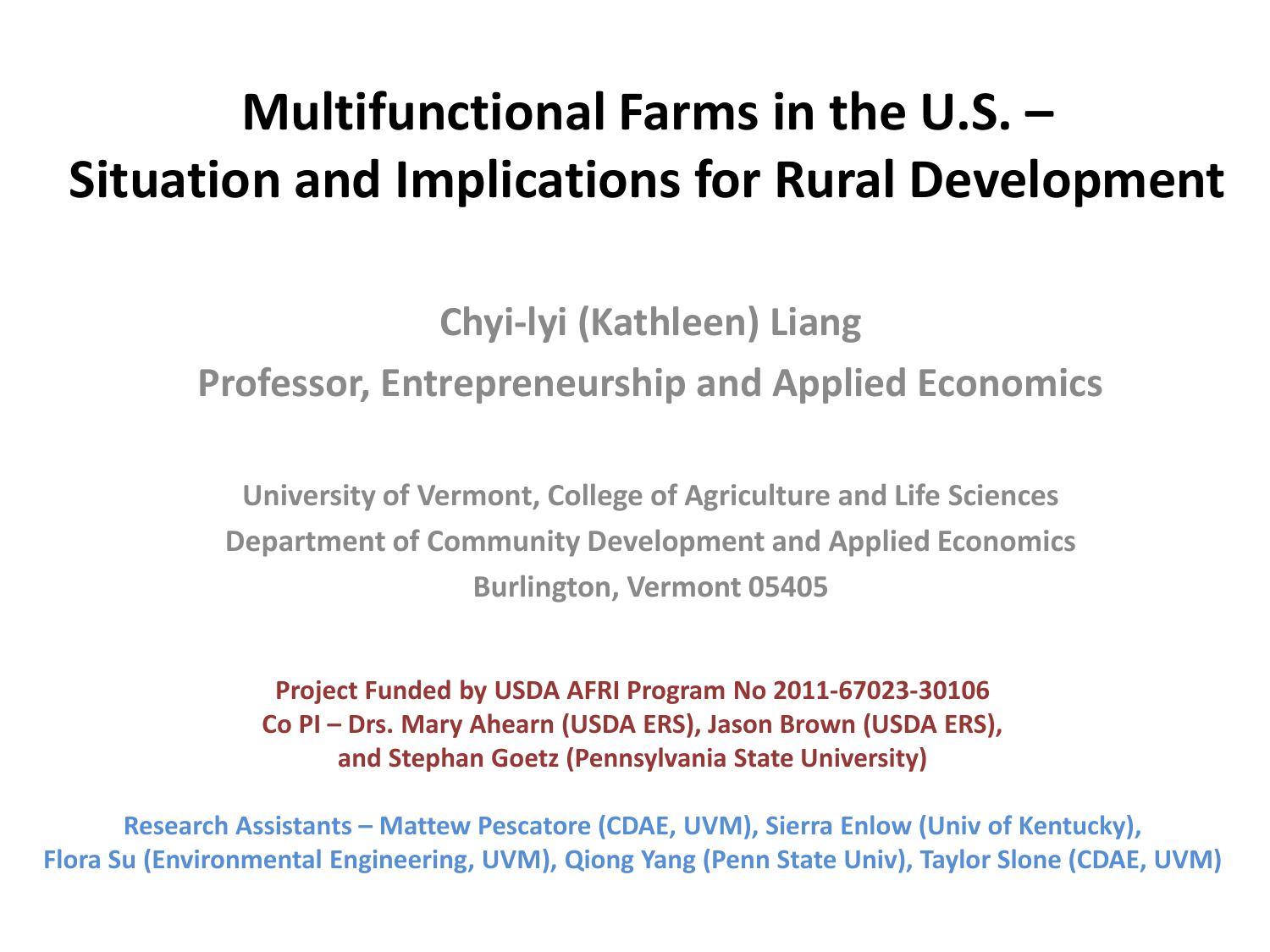# Multifunctional Farms in the U.S. – Situation and Implications for Rural Development

**Chyi-lyi (Kathleen) Liang**

**Professor, Entrepreneurship and Applied Economics**

**University of Vermont, College of Agriculture and Life Sciences**
**Department of Community Development and Applied Economics**
**Burlington, Vermont 05405**

**Project Funded by USDA AFRI Program No 2011-67023-30106**
**Co PI – Drs. Mary Ahearn (USDA ERS), Jason Brown (USDA ERS), and Stephan Goetz (Pennsylvania State University)**

**Research Assistants – Mattew Pescatore (CDAE, UVM), Sierra Enlow (Univ of Kentucky), Flora Su (Environmental Engineering, UVM), Qiong Yang (Penn State Univ), Taylor Slone (CDAE, UVM)**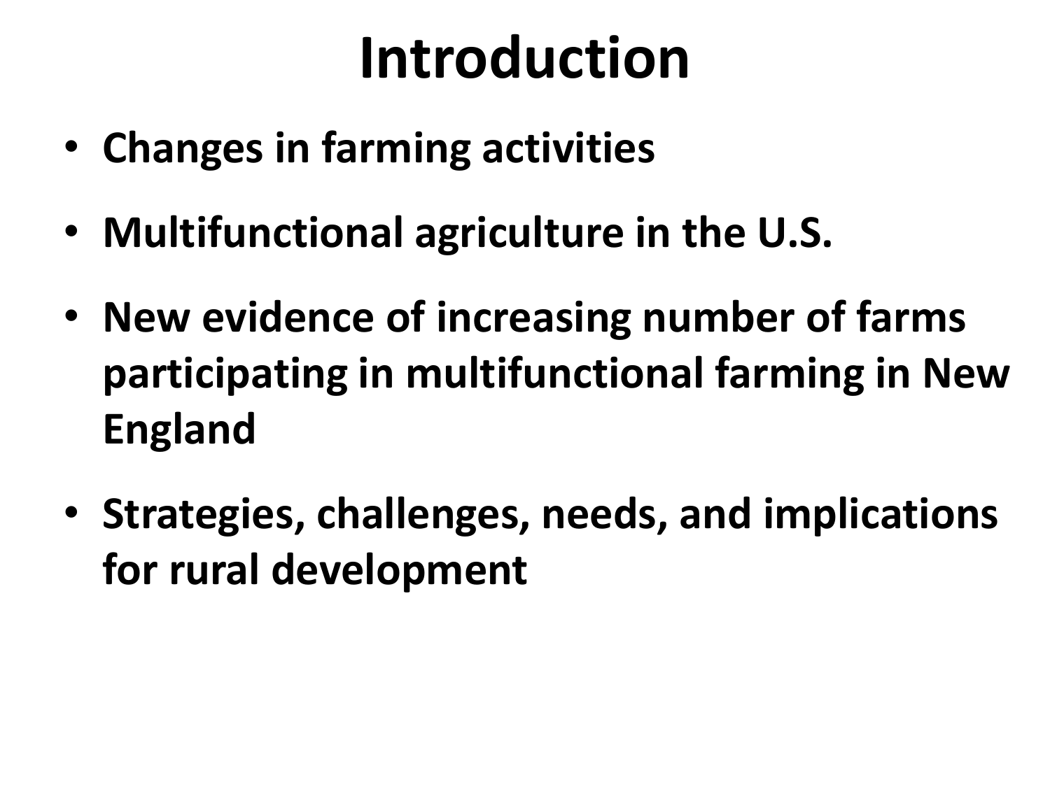# Introduction

- **Changes in farming activities**
- **Multifunctional agriculture in the U.S.**
- **New evidence of increasing number of farms participating in multifunctional farming in New England**
- **Strategies, challenges, needs, and implications for rural development**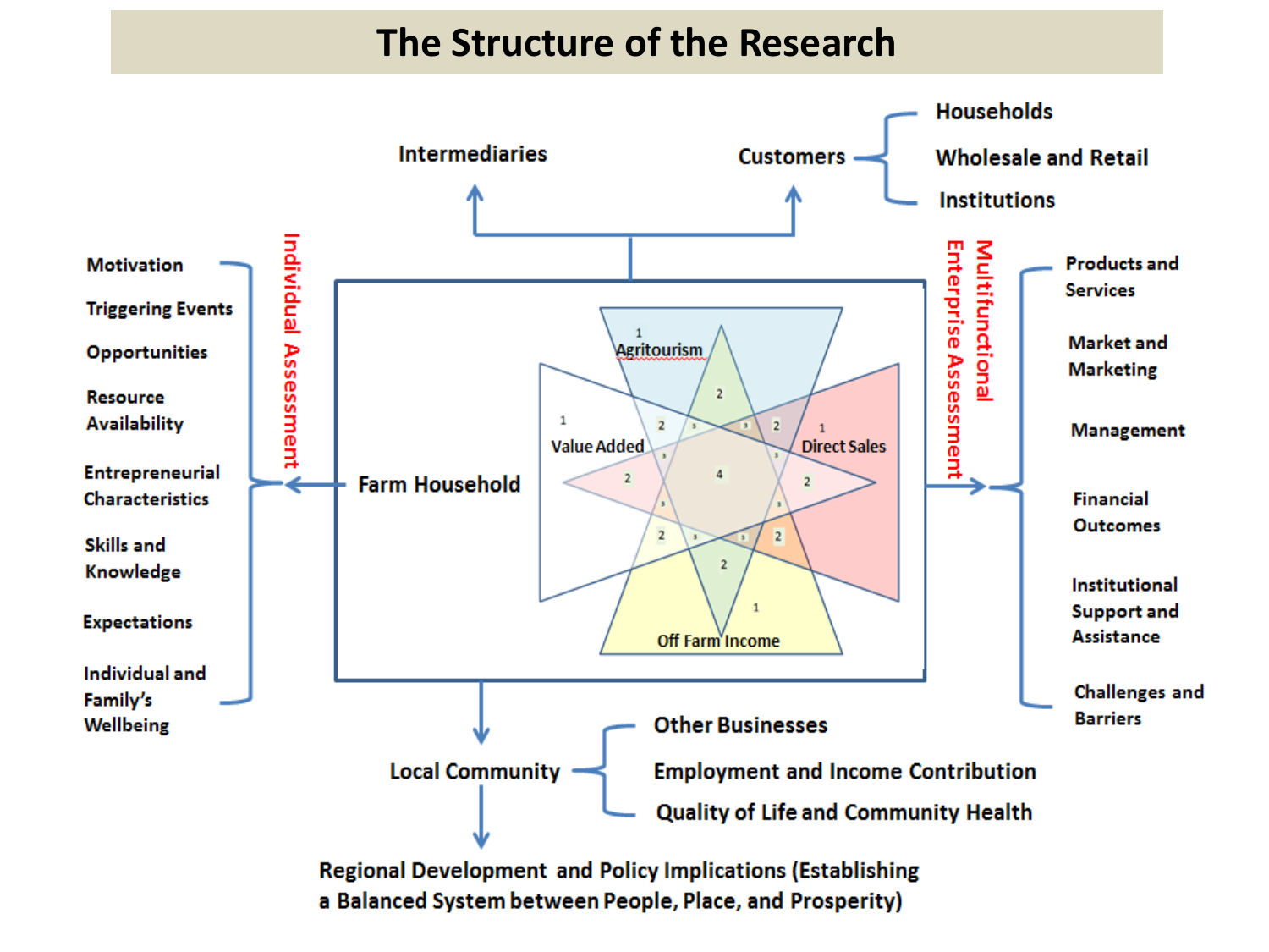# The Structure of the Research

Intermediaries

Customers
- Households
- Wholesale and Retail
- Institutions

**Individual Assessment**
- Motivation
- Triggering Events
- Opportunities
- Resource Availability
- Entrepreneurial Characteristics
- Skills and Knowledge
- Expectations
- Individual and Family's Wellbeing

Farm Household

Agritourism, Value Added, Direct Sales, Off Farm Income

**Multifunctional Enterprise Assessment**
- Products and Services
- Market and Marketing
- Management
- Financial Outcomes
- Institutional Support and Assistance
- Challenges and Barriers

Local Community
- Other Businesses
- Employment and Income Contribution
- Quality of Life and Community Health

Regional Development and Policy Implications (Establishing a Balanced System between People, Place, and Prosperity)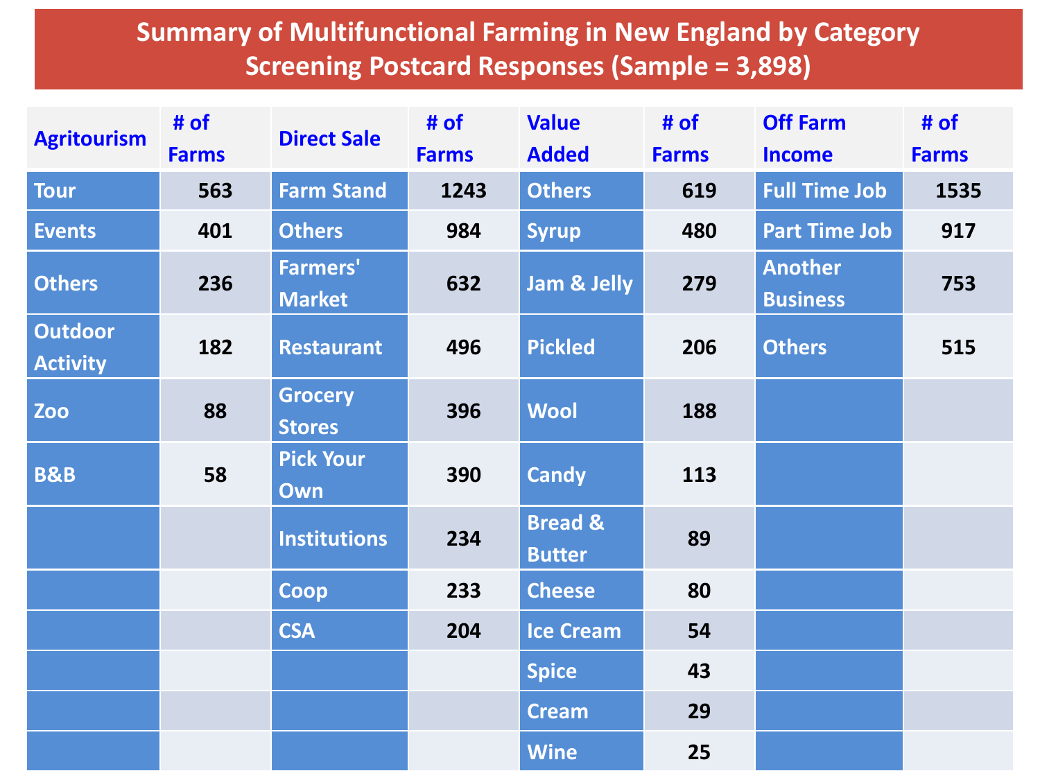# Summary of Multifunctional Farming in New England by Category
## Screening Postcard Responses (Sample = 3,898)

| Agritourism | # of Farms | Direct Sale | # of Farms | Value Added | # of Farms | Off Farm Income | # of Farms |
|---|---|---|---|---|---|---|---|
| Tour | 563 | Farm Stand | 1243 | Others | 619 | Full Time Job | 1535 |
| Events | 401 | Others | 984 | Syrup | 480 | Part Time Job | 917 |
| Others | 236 | Farmers' Market | 632 | Jam & Jelly | 279 | Another Business | 753 |
| Outdoor Activity | 182 | Restaurant | 496 | Pickled | 206 | Others | 515 |
| Zoo | 88 | Grocery Stores | 396 | Wool | 188 | | |
| B&B | 58 | Pick Your Own | 390 | Candy | 113 | | |
| | | Institutions | 234 | Bread & Butter | 89 | | |
| | | Coop | 233 | Cheese | 80 | | |
| | | CSA | 204 | Ice Cream | 54 | | |
| | | | | Spice | 43 | | |
| | | | | Cream | 29 | | |
| | | | | Wine | 25 | | |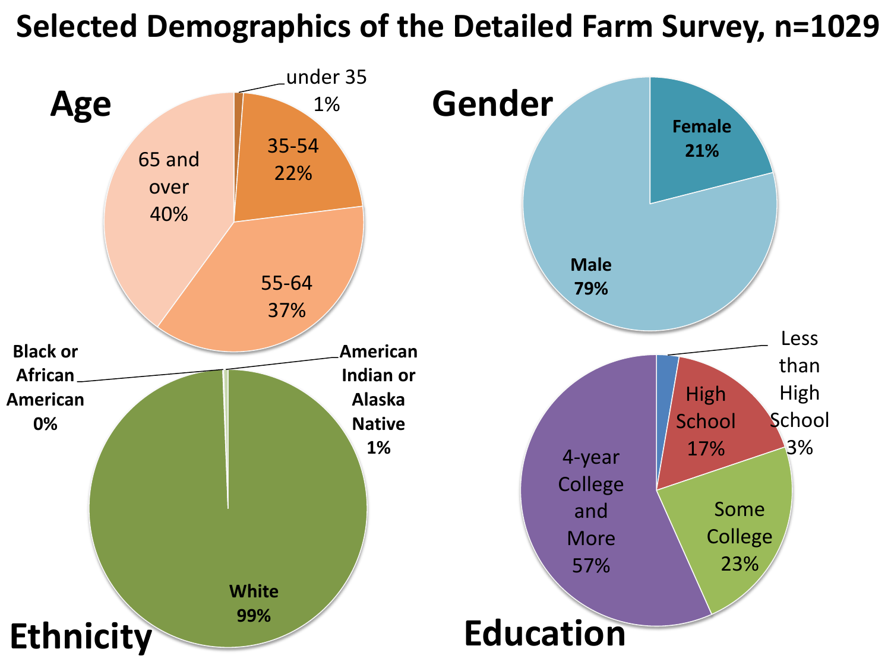# Selected Demographics of the Detailed Farm Survey, n=1029

## Age

- under 35: 1%
- 35-54: 22%
- 55-64: 37%
- 65 and over: 40%

## Gender

- **Female 21%**
- **Male 79%**

## Ethnicity

- **Black or African American 0%**
- **American Indian or Alaska Native 1%**
- **White 99%**

## Education

- Less than High School 3%
- High School 17%
- Some College 23%
- 4-year College and More 57%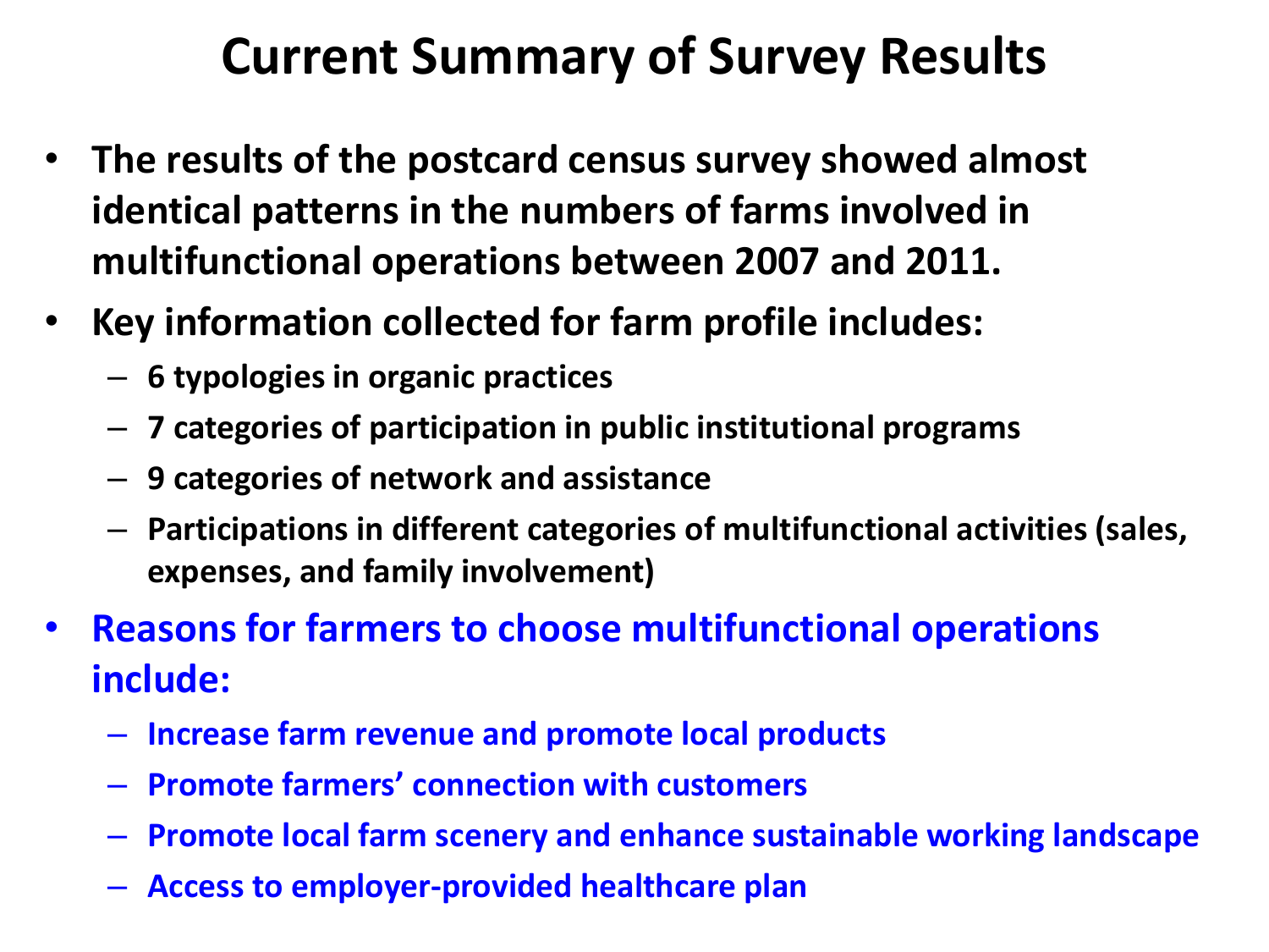# Current Summary of Survey Results

- **The results of the postcard census survey showed almost identical patterns in the numbers of farms involved in multifunctional operations between 2007 and 2011.**
- **Key information collected for farm profile includes:**
  - **6 typologies in organic practices**
  - **7 categories of participation in public institutional programs**
  - **9 categories of network and assistance**
  - **Participations in different categories of multifunctional activities (sales, expenses, and family involvement)**
- **Reasons for farmers to choose multifunctional operations include:**
  - **Increase farm revenue and promote local products**
  - **Promote farmers' connection with customers**
  - **Promote local farm scenery and enhance sustainable working landscape**
  - **Access to employer-provided healthcare plan**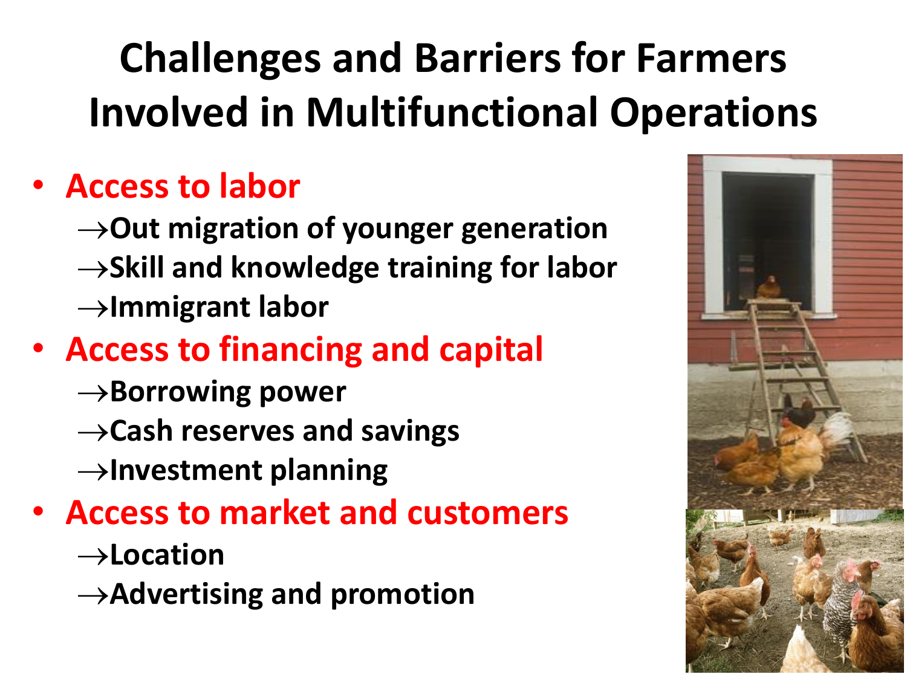# Challenges and Barriers for Farmers Involved in Multifunctional Operations

- **Access to labor**
  - →**Out migration of younger generation**
  - →**Skill and knowledge training for labor**
  - →**Immigrant labor**
- **Access to financing and capital**
  - →**Borrowing power**
  - →**Cash reserves and savings**
  - →**Investment planning**
- **Access to market and customers**
  - →**Location**
  - →**Advertising and promotion**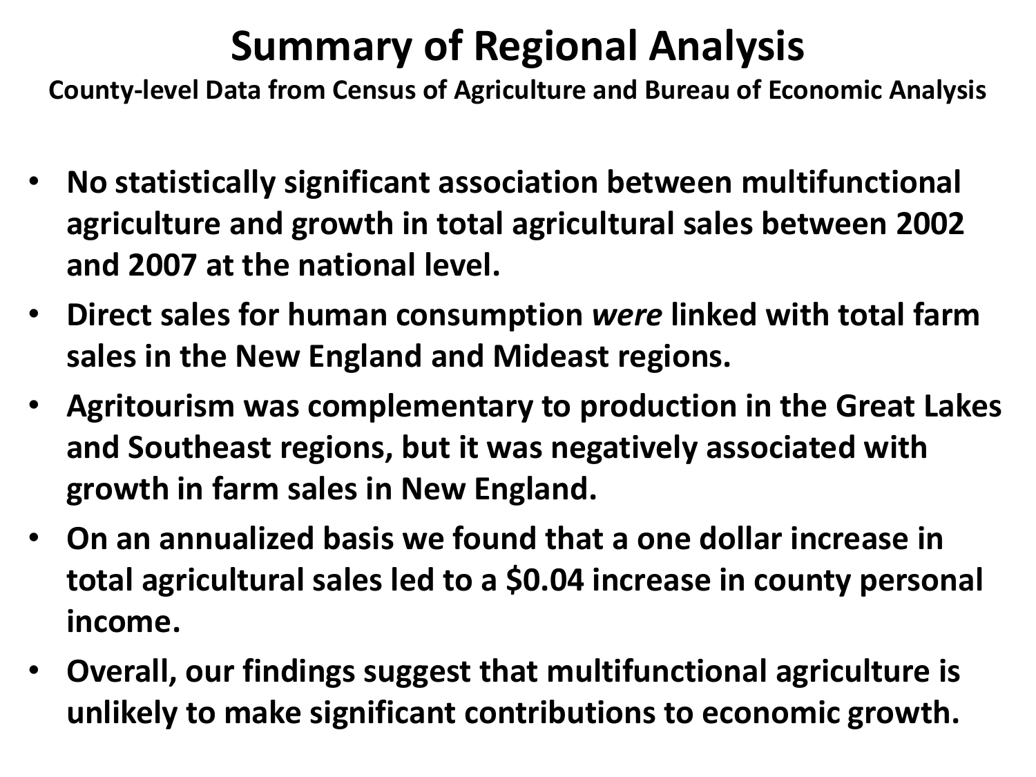# Summary of Regional Analysis

**County-level Data from Census of Agriculture and Bureau of Economic Analysis**

- **No statistically significant association between multifunctional agriculture and growth in total agricultural sales between 2002 and 2007 at the national level.**
- **Direct sales for human consumption *were* linked with total farm sales in the New England and Mideast regions.**
- **Agritourism was complementary to production in the Great Lakes and Southeast regions, but it was negatively associated with growth in farm sales in New England.**
- **On an annualized basis we found that a one dollar increase in total agricultural sales led to a $0.04 increase in county personal income.**
- **Overall, our findings suggest that multifunctional agriculture is unlikely to make significant contributions to economic growth.**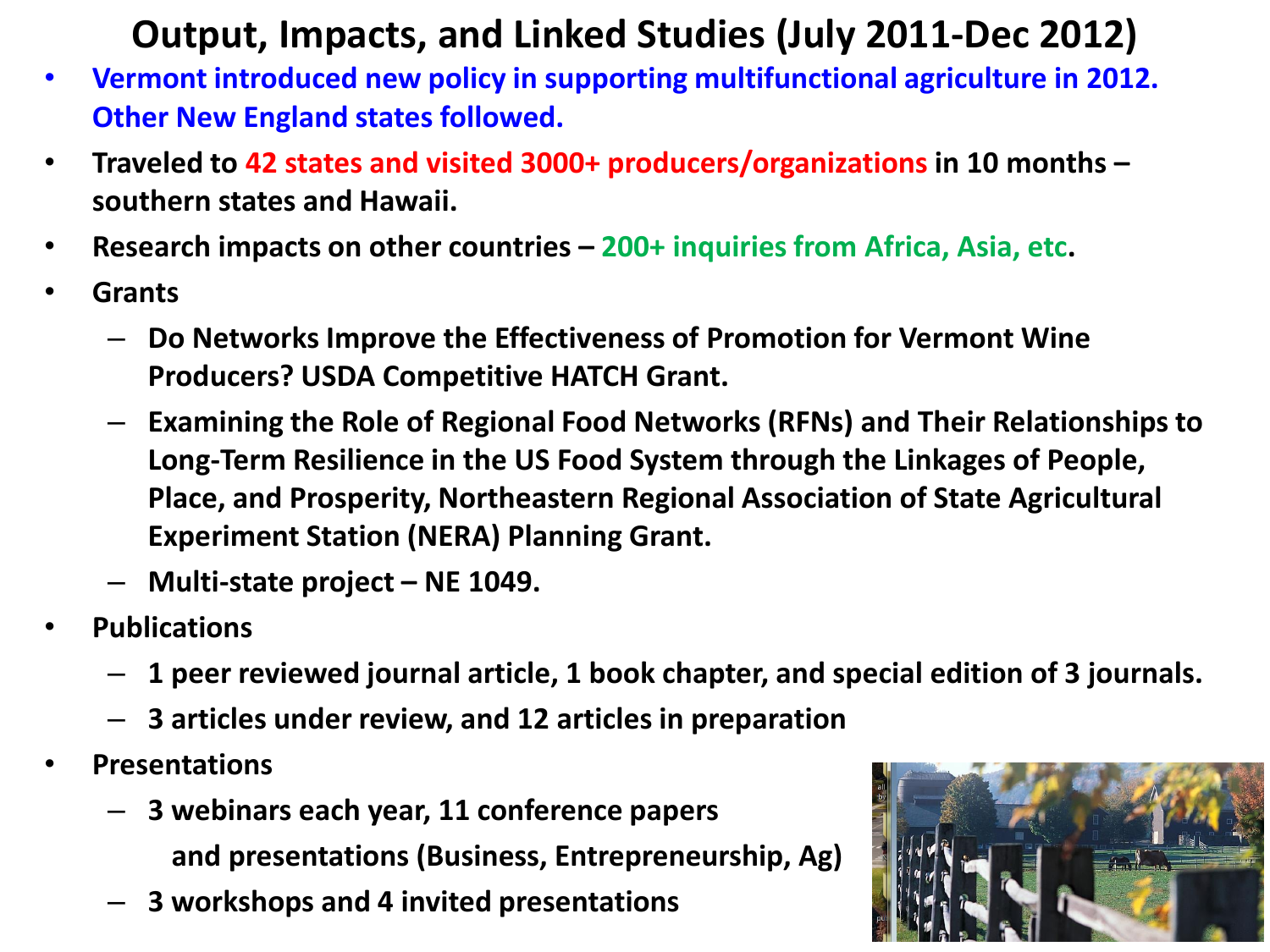# Output, Impacts, and Linked Studies (July 2011-Dec 2012)

- **Vermont introduced new policy in supporting multifunctional agriculture in 2012. Other New England states followed.**
- **Traveled to 42 states and visited 3000+ producers/organizations in 10 months – southern states and Hawaii.**
- **Research impacts on other countries – 200+ inquiries from Africa, Asia, etc.**
- **Grants**
  - **Do Networks Improve the Effectiveness of Promotion for Vermont Wine Producers? USDA Competitive HATCH Grant.**
  - **Examining the Role of Regional Food Networks (RFNs) and Their Relationships to Long-Term Resilience in the US Food System through the Linkages of People, Place, and Prosperity, Northeastern Regional Association of State Agricultural Experiment Station (NERA) Planning Grant.**
  - **Multi-state project – NE 1049.**
- **Publications**
  - **1 peer reviewed journal article, 1 book chapter, and special edition of 3 journals.**
  - **3 articles under review, and 12 articles in preparation**
- **Presentations**
  - **3 webinars each year, 11 conference papers and presentations (Business, Entrepreneurship, Ag)**
  - **3 workshops and 4 invited presentations**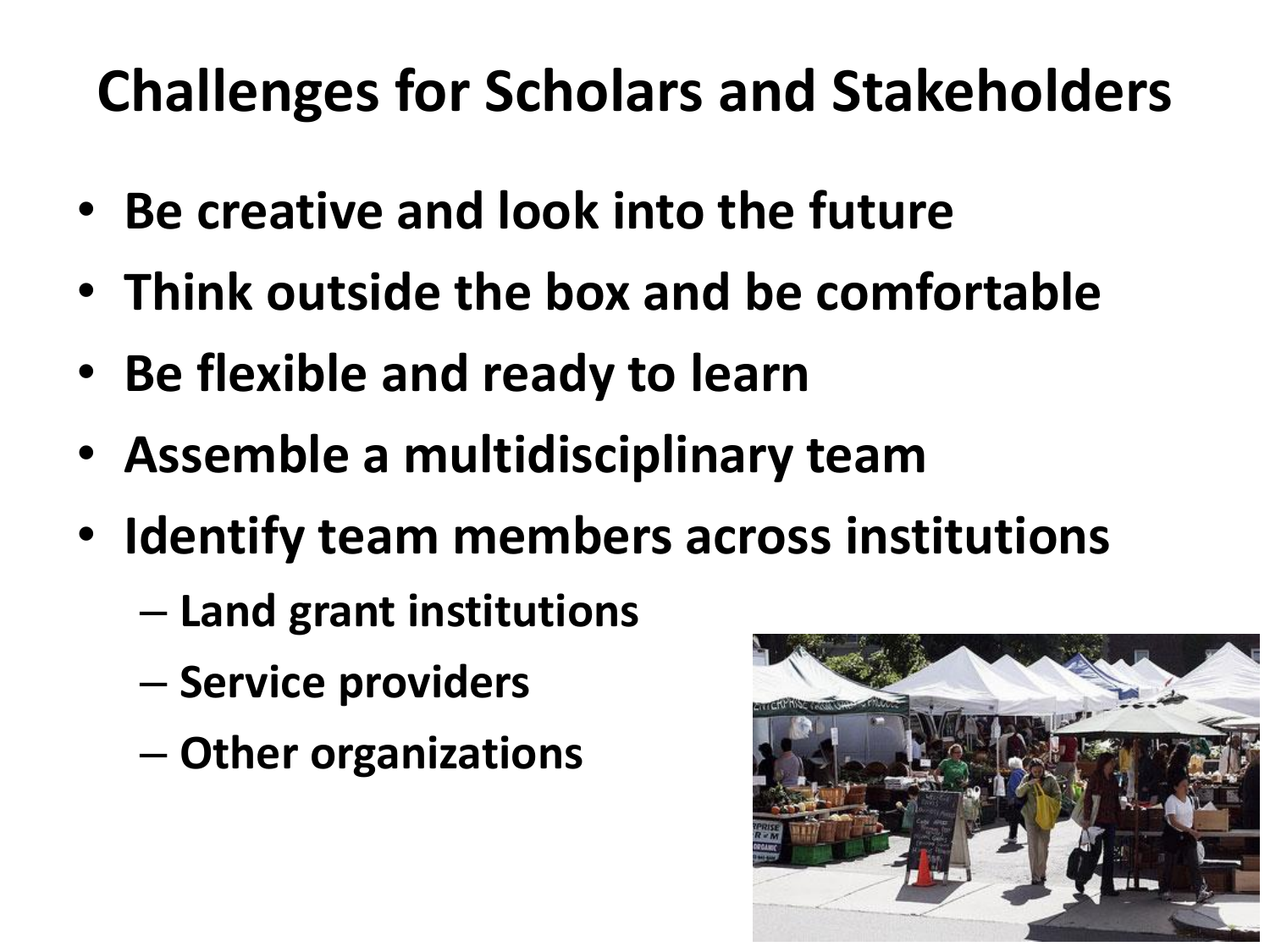# Challenges for Scholars and Stakeholders

- Be creative and look into the future
- Think outside the box and be comfortable
- Be flexible and ready to learn
- Assemble a multidisciplinary team
- Identify team members across institutions
  - Land grant institutions
  - Service providers
  - Other organizations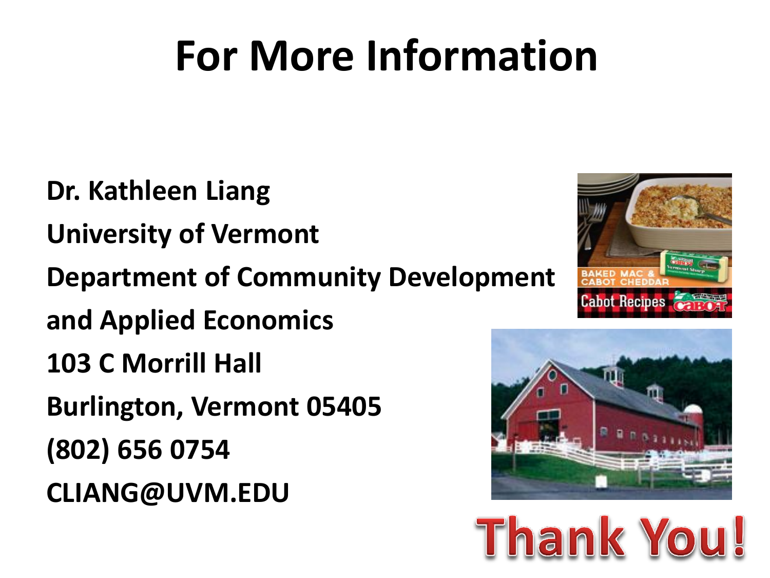# For More Information

**Dr. Kathleen Liang**

**University of Vermont**

**Department of Community Development**

**and Applied Economics**

**103 C Morrill Hall**

**Burlington, Vermont 05405**

**(802) 656 0754**

**CLIANG@UVM.EDU**

**Thank You!**